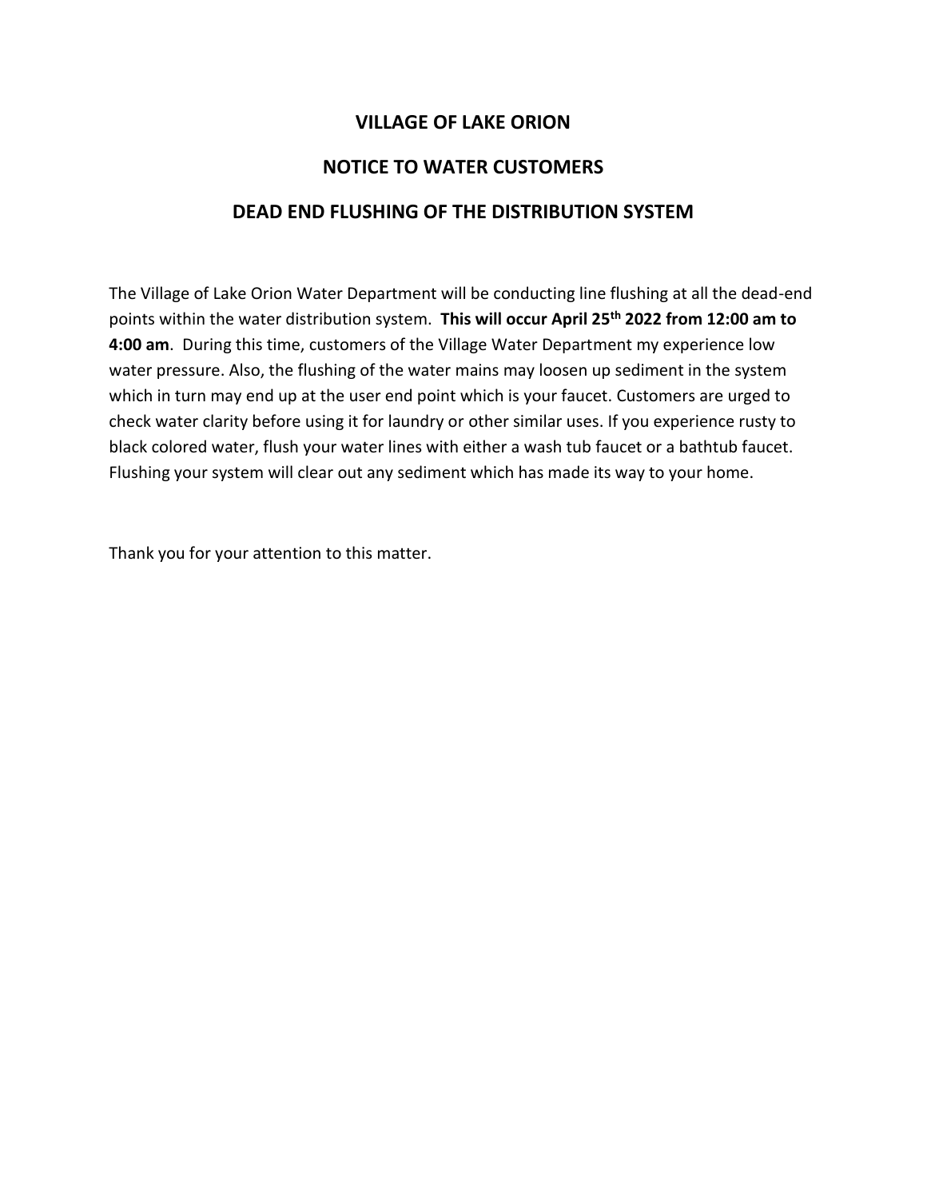# VILLAGE OF LAKE ORION

## NOTICE TO WATER CUSTOMERS

## DEAD END FLUSHING OF THE DISTRIBUTION SYSTEM

The Village of Lake Orion Water Department will be conducting line flushing at all the dead-end points within the water distribution system. **This will occur April 25th 2022 from 12:00 am to 4:00 am**. During this time, customers of the Village Water Department my experience low water pressure. Also, the flushing of the water mains may loosen up sediment in the system which in turn may end up at the user end point which is your faucet. Customers are urged to check water clarity before using it for laundry or other similar uses. If you experience rusty to black colored water, flush your water lines with either a wash tub faucet or a bathtub faucet. Flushing your system will clear out any sediment which has made its way to your home.

Thank you for your attention to this matter.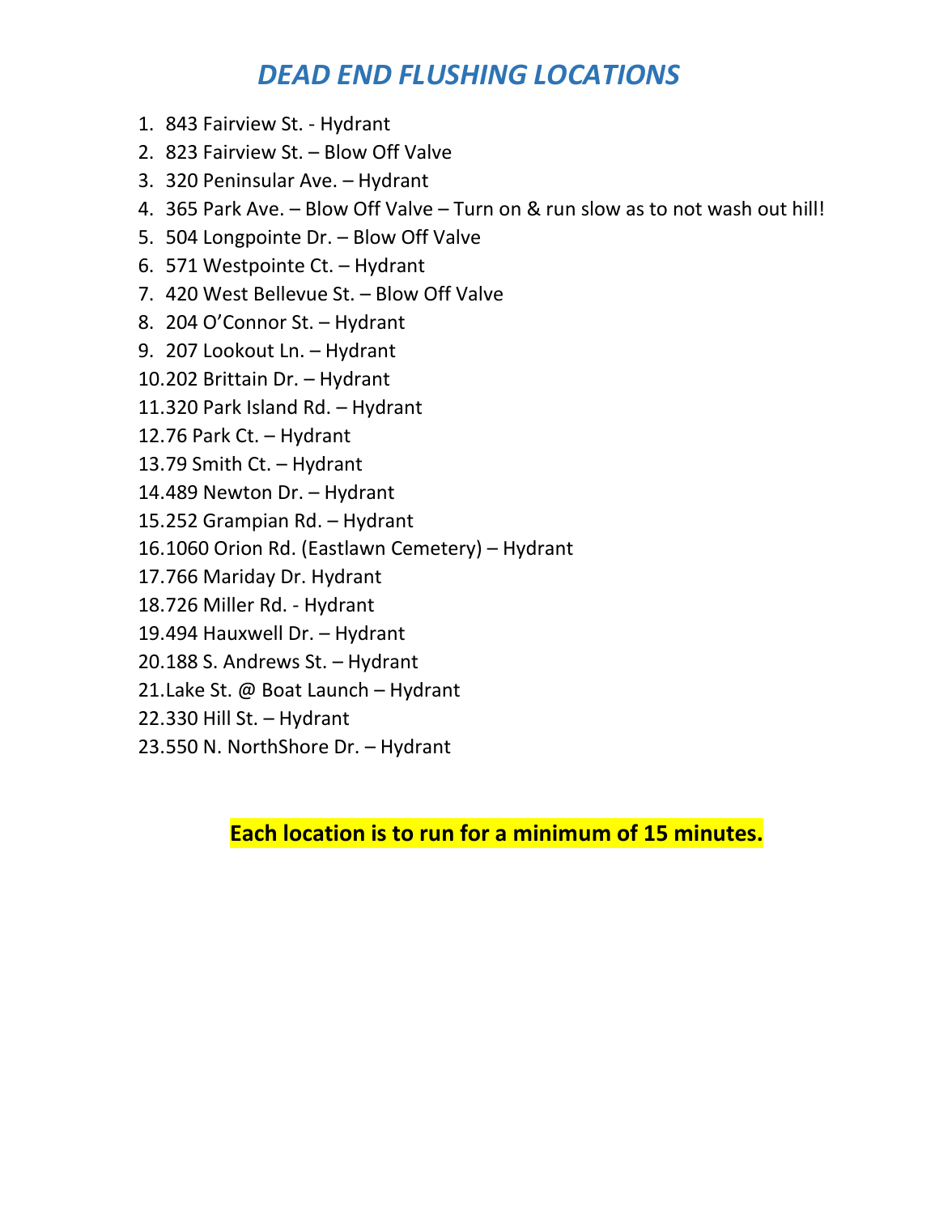# ***DEAD END FLUSHING LOCATIONS***

1. 843 Fairview St. - Hydrant
2. 823 Fairview St. – Blow Off Valve
3. 320 Peninsular Ave. – Hydrant
4. 365 Park Ave. – Blow Off Valve – Turn on & run slow as to not wash out hill!
5. 504 Longpointe Dr. – Blow Off Valve
6. 571 Westpointe Ct. – Hydrant
7. 420 West Bellevue St. – Blow Off Valve
8. 204 O'Connor St. – Hydrant
9. 207 Lookout Ln. – Hydrant
10. 202 Brittain Dr. – Hydrant
11. 320 Park Island Rd. – Hydrant
12. 76 Park Ct. – Hydrant
13. 79 Smith Ct. – Hydrant
14. 489 Newton Dr. – Hydrant
15. 252 Grampian Rd. – Hydrant
16. 1060 Orion Rd. (Eastlawn Cemetery) – Hydrant
17. 766 Mariday Dr. Hydrant
18. 726 Miller Rd. - Hydrant
19. 494 Hauxwell Dr. – Hydrant
20. 188 S. Andrews St. – Hydrant
21. Lake St. @ Boat Launch – Hydrant
22. 330 Hill St. – Hydrant
23. 550 N. NorthShore Dr. – Hydrant

**Each location is to run for a minimum of 15 minutes.**